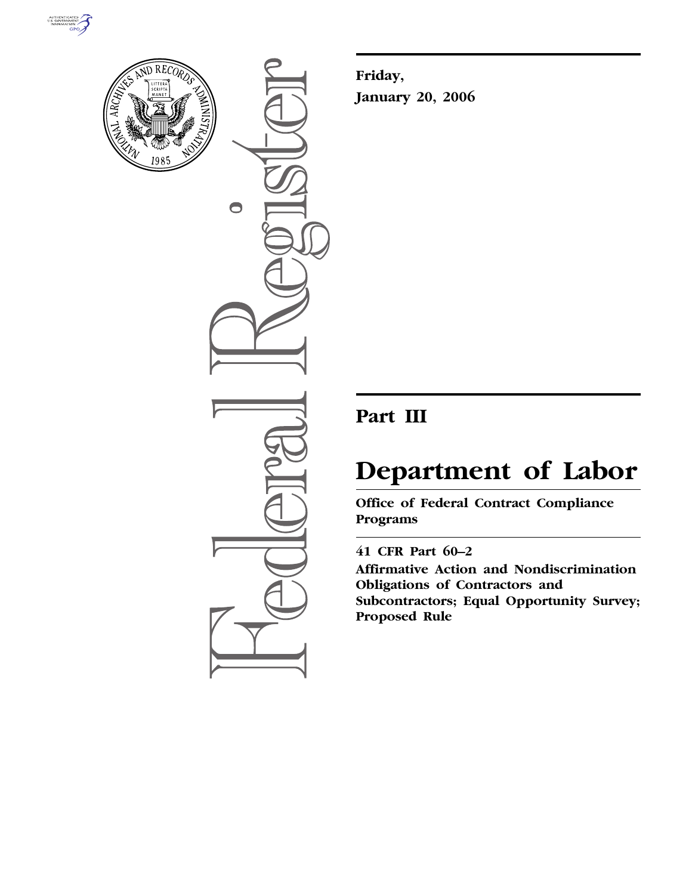Friday,

January 20, 2006

# Part III

# Department of Labor

## Office of Federal Contract Compliance Programs

### 41 CFR Part 60–2

**Affirmative Action and Nondiscrimination Obligations of Contractors and Subcontractors; Equal Opportunity Survey; Proposed Rule**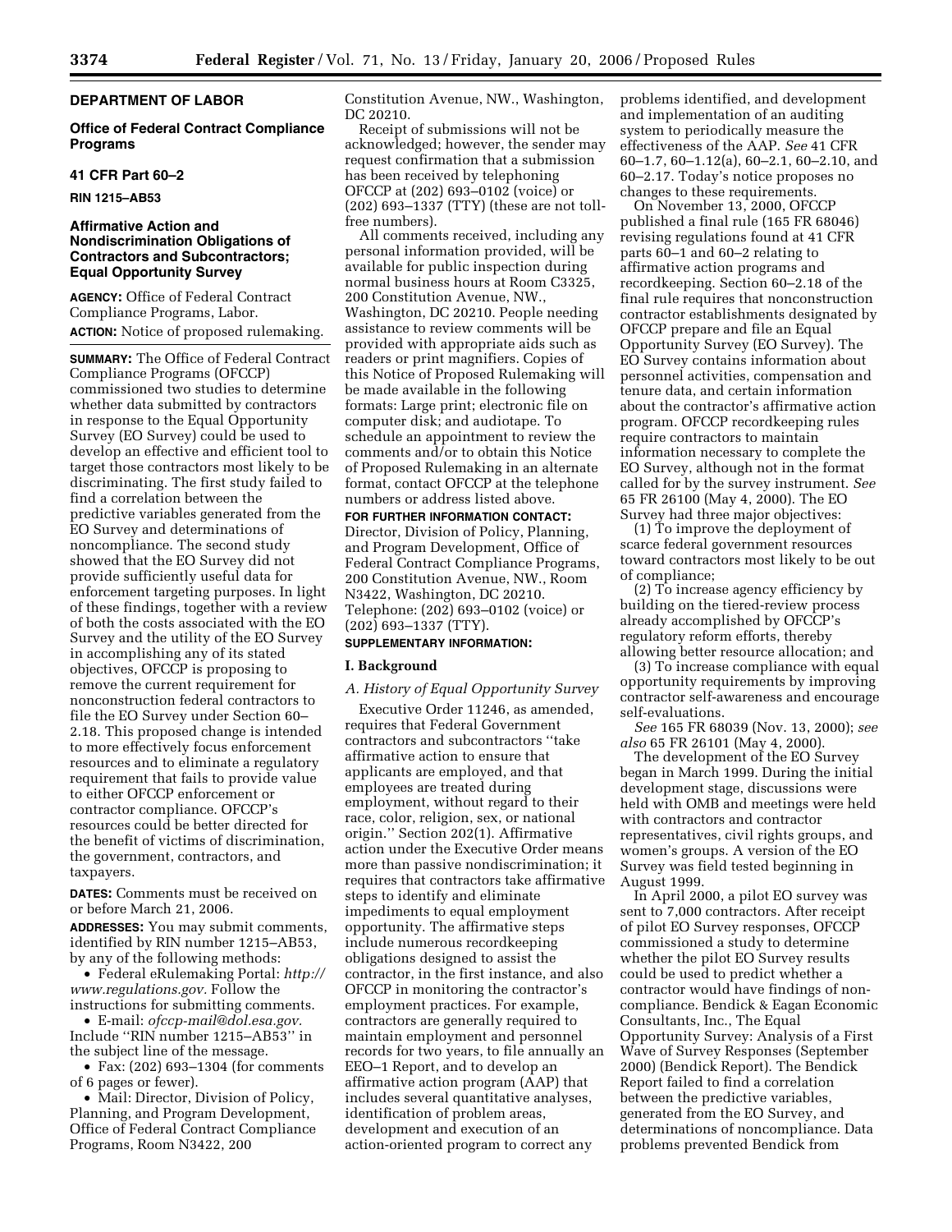## DEPARTMENT OF LABOR

### Office of Federal Contract Compliance Programs

### 41 CFR Part 60–2

**RIN 1215–AB53**

### Affirmative Action and Nondiscrimination Obligations of Contractors and Subcontractors; Equal Opportunity Survey

**AGENCY:** Office of Federal Contract Compliance Programs, Labor.

**ACTION:** Notice of proposed rulemaking.

**SUMMARY:** The Office of Federal Contract Compliance Programs (OFCCP) commissioned two studies to determine whether data submitted by contractors in response to the Equal Opportunity Survey (EO Survey) could be used to develop an effective and efficient tool to target those contractors most likely to be discriminating. The first study failed to find a correlation between the predictive variables generated from the EO Survey and determinations of noncompliance. The second study showed that the EO Survey did not provide sufficiently useful data for enforcement targeting purposes. In light of these findings, together with a review of both the costs associated with the EO Survey and the utility of the EO Survey in accomplishing any of its stated objectives, OFCCP is proposing to remove the current requirement for nonconstruction federal contractors to file the EO Survey under Section 60–2.18. This proposed change is intended to more effectively focus enforcement resources and to eliminate a regulatory requirement that fails to provide value to either OFCCP enforcement or contractor compliance. OFCCP's resources could be better directed for the benefit of victims of discrimination, the government, contractors, and taxpayers.

**DATES:** Comments must be received on or before March 21, 2006.

**ADDRESSES:** You may submit comments, identified by RIN number 1215–AB53, by any of the following methods:

- Federal eRulemaking Portal: *http://www.regulations.gov.* Follow the instructions for submitting comments.
- E-mail: *ofccp-mail@dol.esa.gov.* Include "RIN number 1215–AB53" in the subject line of the message.
- Fax: (202) 693–1304 (for comments of 6 pages or fewer).
- Mail: Director, Division of Policy, Planning, and Program Development, Office of Federal Contract Compliance Programs, Room N3422, 200 Constitution Avenue, NW., Washington, DC 20210.

Receipt of submissions will not be acknowledged; however, the sender may request confirmation that a submission has been received by telephoning OFCCP at (202) 693–0102 (voice) or (202) 693–1337 (TTY) (these are not toll-free numbers).

All comments received, including any personal information provided, will be available for public inspection during normal business hours at Room C3325, 200 Constitution Avenue, NW., Washington, DC 20210. People needing assistance to review comments will be provided with appropriate aids such as readers or print magnifiers. Copies of this Notice of Proposed Rulemaking will be made available in the following formats: Large print; electronic file on computer disk; and audiotape. To schedule an appointment to review the comments and/or to obtain this Notice of Proposed Rulemaking in an alternate format, contact OFCCP at the telephone numbers or address listed above.

**FOR FURTHER INFORMATION CONTACT:** Director, Division of Policy, Planning, and Program Development, Office of Federal Contract Compliance Programs, 200 Constitution Avenue, NW., Room N3422, Washington, DC 20210. Telephone: (202) 693–0102 (voice) or (202) 693–1337 (TTY).

**SUPPLEMENTARY INFORMATION:**

## I. Background

### *A. History of Equal Opportunity Survey*

Executive Order 11246, as amended, requires that Federal Government contractors and subcontractors "take affirmative action to ensure that applicants are employed, and that employees are treated during employment, without regard to their race, color, religion, sex, or national origin." Section 202(1). Affirmative action under the Executive Order means more than passive nondiscrimination; it requires that contractors take affirmative steps to identify and eliminate impediments to equal employment opportunity. The affirmative steps include numerous recordkeeping obligations designed to assist the contractor, in the first instance, and also OFCCP in monitoring the contractor's employment practices. For example, contractors are generally required to maintain employment and personnel records for two years, to file annually an EEO–1 Report, and to develop an affirmative action program (AAP) that includes several quantitative analyses, identification of problem areas, development and execution of an action-oriented program to correct any problems identified, and development and implementation of an auditing system to periodically measure the effectiveness of the AAP. *See* 41 CFR 60–1.7, 60–1.12(a), 60–2.1, 60–2.10, and 60–2.17. Today's notice proposes no changes to these requirements.

On November 13, 2000, OFCCP published a final rule (165 FR 68046) revising regulations found at 41 CFR parts 60–1 and 60–2 relating to affirmative action programs and recordkeeping. Section 60–2.18 of the final rule requires that nonconstruction contractor establishments designated by OFCCP prepare and file an Equal Opportunity Survey (EO Survey). The EO Survey contains information about personnel activities, compensation and tenure data, and certain information about the contractor's affirmative action program. OFCCP recordkeeping rules require contractors to maintain information necessary to complete the EO Survey, although not in the format called for by the survey instrument. *See* 65 FR 26100 (May 4, 2000). The EO Survey had three major objectives:

(1) To improve the deployment of scarce federal government resources toward contractors most likely to be out of compliance;

(2) To increase agency efficiency by building on the tiered-review process already accomplished by OFCCP's regulatory reform efforts, thereby allowing better resource allocation; and

(3) To increase compliance with equal opportunity requirements by improving contractor self-awareness and encourage self-evaluations.

*See* 165 FR 68039 (Nov. 13, 2000); *see also* 65 FR 26101 (May 4, 2000).

The development of the EO Survey began in March 1999. During the initial development stage, discussions were held with OMB and meetings were held with contractors and contractor representatives, civil rights groups, and women's groups. A version of the EO Survey was field tested beginning in August 1999.

In April 2000, a pilot EO survey was sent to 7,000 contractors. After receipt of pilot EO Survey responses, OFCCP commissioned a study to determine whether the pilot EO Survey results could be used to predict whether a contractor would have findings of non-compliance. Bendick & Eagan Economic Consultants, Inc., The Equal Opportunity Survey: Analysis of a First Wave of Survey Responses (September 2000) (Bendick Report). The Bendick Report failed to find a correlation between the predictive variables, generated from the EO Survey, and determinations of noncompliance. Data problems prevented Bendick from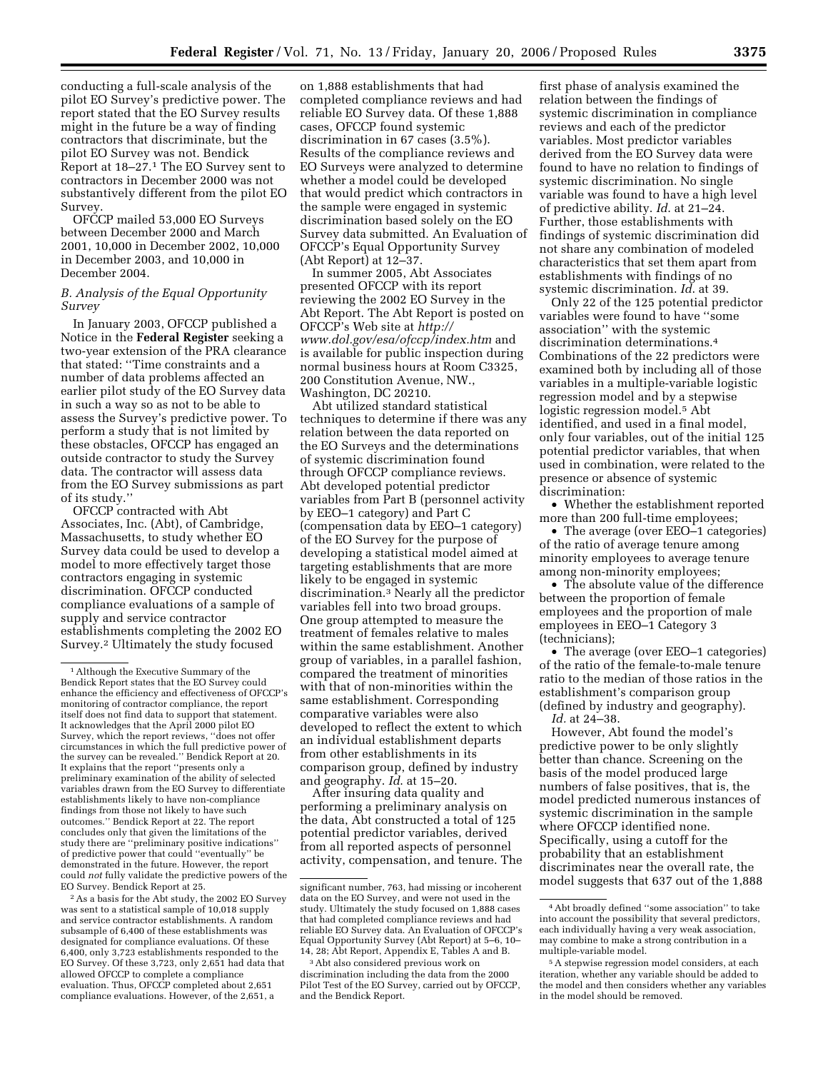conducting a full-scale analysis of the pilot EO Survey's predictive power. The report stated that the EO Survey results might in the future be a way of finding contractors that discriminate, but the pilot EO Survey was not. Bendick Report at 18–27.[1] The EO Survey sent to contractors in December 2000 was not substantively different from the pilot EO Survey.

OFCCP mailed 53,000 EO Surveys between December 2000 and March 2001, 10,000 in December 2002, 10,000 in December 2003, and 10,000 in December 2004.

### B. Analysis of the Equal Opportunity Survey

In January 2003, OFCCP published a Notice in the **Federal Register** seeking a two-year extension of the PRA clearance that stated: ''Time constraints and a number of data problems affected an earlier pilot study of the EO Survey data in such a way so as not to be able to assess the Survey's predictive power. To perform a study that is not limited by these obstacles, OFCCP has engaged an outside contractor to study the Survey data. The contractor will assess data from the EO Survey submissions as part of its study.''

OFCCP contracted with Abt Associates, Inc. (Abt), of Cambridge, Massachusetts, to study whether EO Survey data could be used to develop a model to more effectively target those contractors engaging in systemic discrimination. OFCCP conducted compliance evaluations of a sample of supply and service contractor establishments completing the 2002 EO Survey.[2] Ultimately the study focused on 1,888 establishments that had completed compliance reviews and had reliable EO Survey data. Of these 1,888 cases, OFCCP found systemic discrimination in 67 cases (3.5%). Results of the compliance reviews and EO Surveys were analyzed to determine whether a model could be developed that would predict which contractors in the sample were engaged in systemic discrimination based solely on the EO Survey data submitted. An Evaluation of OFCCP's Equal Opportunity Survey (Abt Report) at 12–37.

In summer 2005, Abt Associates presented OFCCP with its report reviewing the 2002 EO Survey in the Abt Report. The Abt Report is posted on OFCCP's Web site at *http://www.dol.gov/esa/ofccp/index.htm* and is available for public inspection during normal business hours at Room C3325, 200 Constitution Avenue, NW., Washington, DC 20210.

Abt utilized standard statistical techniques to determine if there was any relation between the data reported on the EO Surveys and the determinations of systemic discrimination found through OFCCP compliance reviews. Abt developed potential predictor variables from Part B (personnel activity by EEO–1 category) and Part C (compensation data by EEO–1 category) of the EO Survey for the purpose of developing a statistical model aimed at targeting establishments that are more likely to be engaged in systemic discrimination.[3] Nearly all the predictor variables fell into two broad groups. One group attempted to measure the treatment of females relative to males within the same establishment. Another group of variables, in a parallel fashion, compared the treatment of minorities with that of non-minorities within the same establishment. Corresponding comparative variables were also developed to reflect the extent to which an individual establishment departs from other establishments in its comparison group, defined by industry and geography. *Id.* at 15–20.

After insuring data quality and performing a preliminary analysis on the data, Abt constructed a total of 125 potential predictor variables, derived from all reported aspects of personnel activity, compensation, and tenure. The first phase of analysis examined the relation between the findings of systemic discrimination in compliance reviews and each of the predictor variables. Most predictor variables derived from the EO Survey data were found to have no relation to findings of systemic discrimination. No single variable was found to have a high level of predictive ability. *Id.* at 21–24. Further, those establishments with findings of systemic discrimination did not share any combination of modeled characteristics that set them apart from establishments with findings of no systemic discrimination. *Id.* at 39.

Only 22 of the 125 potential predictor variables were found to have ''some association'' with the systemic discrimination determinations.[4] Combinations of the 22 predictors were examined both by including all of those variables in a multiple-variable logistic regression model and by a stepwise logistic regression model.[5] Abt identified, and used in a final model, only four variables, out of the initial 125 potential predictor variables, that when used in combination, were related to the presence or absence of systemic discrimination:

- Whether the establishment reported more than 200 full-time employees;
- The average (over EEO–1 categories) of the ratio of average tenure among minority employees to average tenure among non-minority employees;
- The absolute value of the difference between the proportion of female employees and the proportion of male employees in EEO–1 Category 3 (technicians);
- The average (over EEO–1 categories) of the ratio of the female-to-male tenure ratio to the median of those ratios in the establishment's comparison group (defined by industry and geography).

*Id.* at 24–38.

However, Abt found the model's predictive power to be only slightly better than chance. Screening on the basis of the model produced large numbers of false positives, that is, the model predicted numerous instances of systemic discrimination in the sample where OFCCP identified none. Specifically, using a cutoff for the probability that an establishment discriminates near the overall rate, the model suggests that 637 out of the 1,888

---

[1] Although the Executive Summary of the Bendick Report states that the EO Survey could enhance the efficiency and effectiveness of OFCCP's monitoring of contractor compliance, the report itself does not find data to support that statement. It acknowledges that the April 2000 pilot EO Survey, which the report reviews, ''does not offer circumstances in which the full predictive power of the survey can be revealed.'' Bendick Report at 20. It explains that the report ''presents only a preliminary examination of the ability of selected variables drawn from the EO Survey to differentiate establishments likely to have non-compliance findings from those not likely to have such outcomes.'' Bendick Report at 22. The report concludes only that given the limitations of the study there are ''preliminary positive indications'' of predictive power that could ''eventually'' be demonstrated in the future. However, the report could *not* fully validate the predictive powers of the EO Survey. Bendick Report at 25.

[2] As a basis for the Abt study, the 2002 EO Survey was sent to a statistical sample of 10,018 supply and service contractor establishments. A random subsample of 6,400 of these establishments was designated for compliance evaluations. Of these 6,400, only 3,723 establishments responded to the EO Survey. Of these 3,723, only 2,651 had data that allowed OFCCP to complete a compliance evaluation. Thus, OFCCP completed about 2,651 compliance evaluations. However, of the 2,651, a significant number, 763, had missing or incoherent data on the EO Survey, and were not used in the study. Ultimately the study focused on 1,888 cases that had completed compliance reviews and had reliable EO Survey data. An Evaluation of OFCCP's Equal Opportunity Survey (Abt Report) at 5–6, 10–14, 28; Abt Report, Appendix E, Tables A and B.

[3] Abt also considered previous work on discrimination including the data from the 2000 Pilot Test of the EO Survey, carried out by OFCCP, and the Bendick Report.

[4] Abt broadly defined ''some association'' to take into account the possibility that several predictors, each individually having a very weak association, may combine to make a strong contribution in a multiple-variable model.

[5] A stepwise regression model considers, at each iteration, whether any variable should be added to the model and then considers whether any variables in the model should be removed.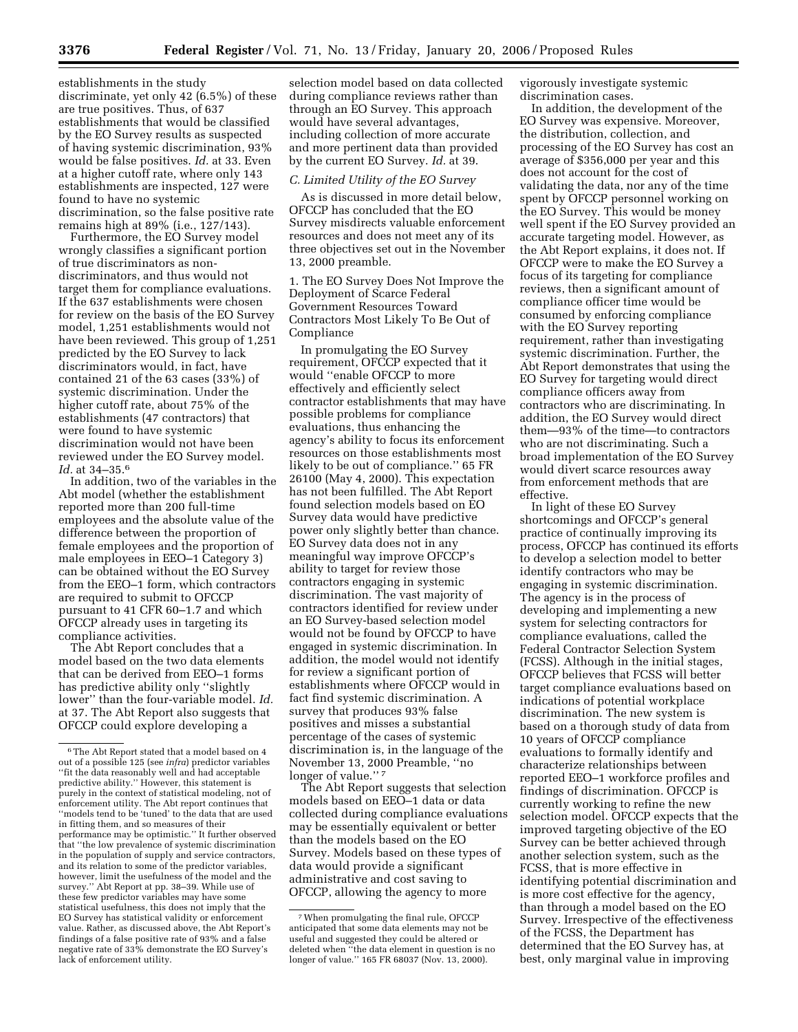establishments in the study discriminate, yet only 42 (6.5%) of these are true positives. Thus, of 637 establishments that would be classified by the EO Survey results as suspected of having systemic discrimination, 93% would be false positives. *Id.* at 33. Even at a higher cutoff rate, where only 143 establishments are inspected, 127 were found to have no systemic discrimination, so the false positive rate remains high at 89% (i.e., 127/143).

Furthermore, the EO Survey model wrongly classifies a significant portion of true discriminators as non-discriminators, and thus would not target them for compliance evaluations. If the 637 establishments were chosen for review on the basis of the EO Survey model, 1,251 establishments would not have been reviewed. This group of 1,251 predicted by the EO Survey to lack discriminators would, in fact, have contained 21 of the 63 cases (33%) of systemic discrimination. Under the higher cutoff rate, about 75% of the establishments (47 contractors) that were found to have systemic discrimination would not have been reviewed under the EO Survey model. *Id.* at 34–35.[6]

In addition, two of the variables in the Abt model (whether the establishment reported more than 200 full-time employees and the absolute value of the difference between the proportion of female employees and the proportion of male employees in EEO–1 Category 3) can be obtained without the EO Survey from the EEO–1 form, which contractors are required to submit to OFCCP pursuant to 41 CFR 60–1.7 and which OFCCP already uses in targeting its compliance activities.

The Abt Report concludes that a model based on the two data elements that can be derived from EEO–1 forms has predictive ability only ''slightly lower'' than the four-variable model. *Id.* at 37. The Abt Report also suggests that OFCCP could explore developing a selection model based on data collected during compliance reviews rather than through an EO Survey. This approach would have several advantages, including collection of more accurate and more pertinent data than provided by the current EO Survey. *Id.* at 39.

*C. Limited Utility of the EO Survey*

As is discussed in more detail below, OFCCP has concluded that the EO Survey misdirects valuable enforcement resources and does not meet any of its three objectives set out in the November 13, 2000 preamble.

1. The EO Survey Does Not Improve the Deployment of Scarce Federal Government Resources Toward Contractors Most Likely To Be Out of Compliance

In promulgating the EO Survey requirement, OFCCP expected that it would ''enable OFCCP to more effectively and efficiently select contractor establishments that may have possible problems for compliance evaluations, thus enhancing the agency's ability to focus its enforcement resources on those establishments most likely to be out of compliance.'' 65 FR 26100 (May 4, 2000). This expectation has not been fulfilled. The Abt Report found selection models based on EO Survey data would have predictive power only slightly better than chance. EO Survey data does not in any meaningful way improve OFCCP's ability to target for review those contractors engaging in systemic discrimination. The vast majority of contractors identified for review under an EO Survey-based selection model would not be found by OFCCP to have engaged in systemic discrimination. In addition, the model would not identify for review a significant portion of establishments where OFCCP would in fact find systemic discrimination. A survey that produces 93% false positives and misses a substantial percentage of the cases of systemic discrimination is, in the language of the November 13, 2000 Preamble, ''no longer of value.''[7]

The Abt Report suggests that selection models based on EEO–1 data or data collected during compliance evaluations may be essentially equivalent or better than the models based on the EO Survey. Models based on these types of data would provide a significant administrative and cost saving to OFCCP, allowing the agency to more vigorously investigate systemic discrimination cases.

In addition, the development of the EO Survey was expensive. Moreover, the distribution, collection, and processing of the EO Survey has cost an average of $356,000 per year and this does not account for the cost of validating the data, nor any of the time spent by OFCCP personnel working on the EO Survey. This would be money well spent if the EO Survey provided an accurate targeting model. However, as the Abt Report explains, it does not. If OFCCP were to make the EO Survey a focus of its targeting for compliance reviews, then a significant amount of compliance officer time would be consumed by enforcing compliance with the EO Survey reporting requirement, rather than investigating systemic discrimination. Further, the Abt Report demonstrates that using the EO Survey for targeting would direct compliance officers away from contractors who are discriminating. In addition, the EO Survey would direct them—93% of the time—to contractors who are not discriminating. Such a broad implementation of the EO Survey would divert scarce resources away from enforcement methods that are effective.

In light of these EO Survey shortcomings and OFCCP's general practice of continually improving its process, OFCCP has continued its efforts to develop a selection model to better identify contractors who may be engaging in systemic discrimination. The agency is in the process of developing and implementing a new system for selecting contractors for compliance evaluations, called the Federal Contractor Selection System (FCSS). Although in the initial stages, OFCCP believes that FCSS will better target compliance evaluations based on indications of potential workplace discrimination. The new system is based on a thorough study of data from 10 years of OFCCP compliance evaluations to formally identify and characterize relationships between reported EEO–1 workforce profiles and findings of discrimination. OFCCP is currently working to refine the new selection model. OFCCP expects that the improved targeting objective of the EO Survey can be better achieved through another selection system, such as the FCSS, that is more effective in identifying potential discrimination and is more cost effective for the agency, than through a model based on the EO Survey. Irrespective of the effectiveness of the FCSS, the Department has determined that the EO Survey has, at best, only marginal value in improving

---

[6] The Abt Report stated that a model based on 4 out of a possible 125 (see *infra*) predictor variables ''fit the data reasonably well and had acceptable predictive ability.'' However, this statement is purely in the context of statistical modeling, not of enforcement utility. The Abt report continues that ''models tend to be 'tuned' to the data that are used in fitting them, and so measures of their performance may be optimistic.'' It further observed that ''the low prevalence of systemic discrimination in the population of supply and service contractors, and its relation to some of the predictor variables, however, limit the usefulness of the model and the survey.'' Abt Report at pp. 38–39. While use of these few predictor variables may have some statistical usefulness, this does not imply that the EO Survey has statistical validity or enforcement value. Rather, as discussed above, the Abt Report's findings of a false positive rate of 93% and a false negative rate of 33% demonstrate the EO Survey's lack of enforcement utility.

[7] When promulgating the final rule, OFCCP anticipated that some data elements may not be useful and suggested they could be altered or deleted when ''the data element in question is no longer of value.'' 165 FR 68037 (Nov. 13, 2000).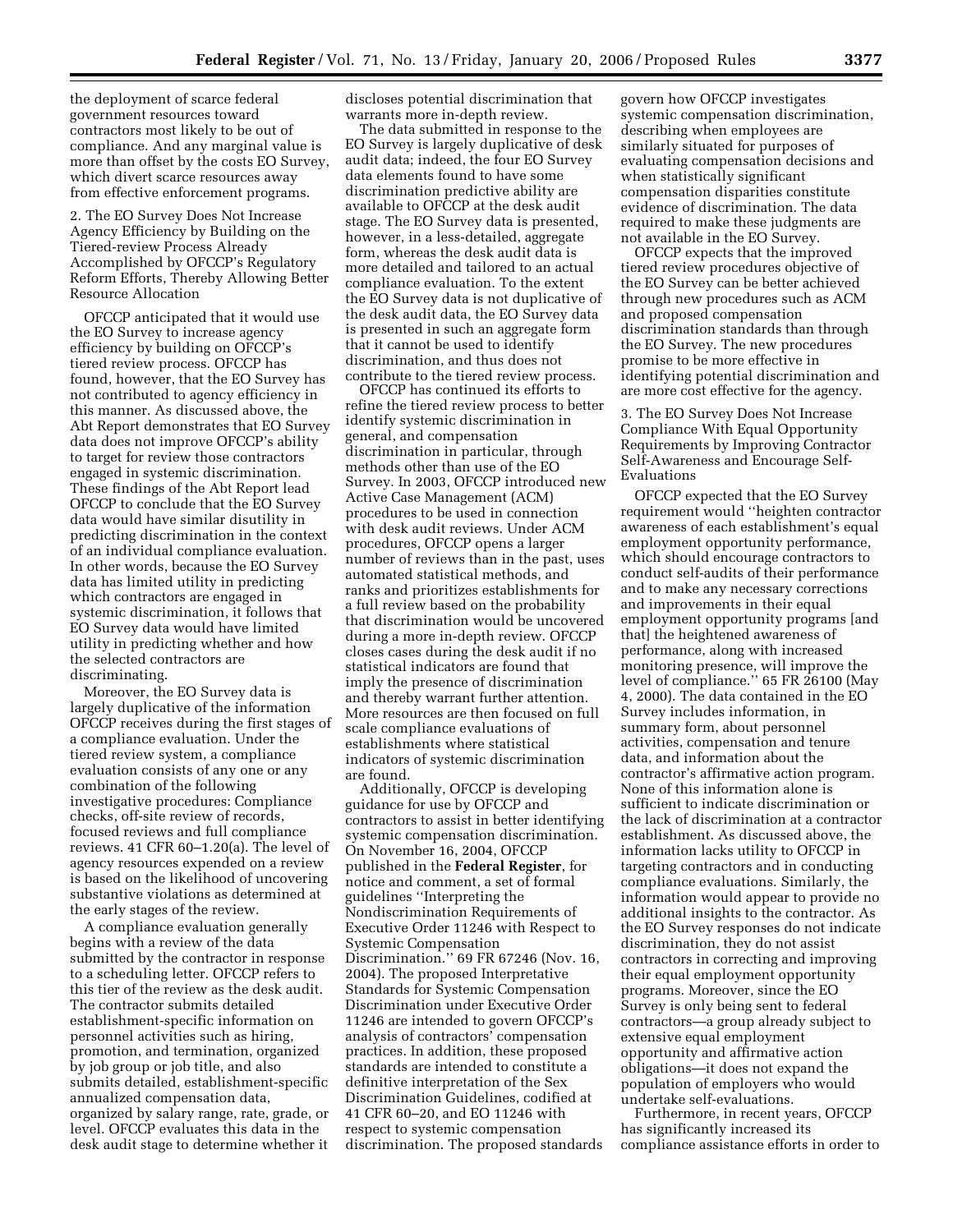the deployment of scarce federal government resources toward contractors most likely to be out of compliance. And any marginal value is more than offset by the costs EO Survey, which divert scarce resources away from effective enforcement programs.

2. The EO Survey Does Not Increase Agency Efficiency by Building on the Tiered-review Process Already Accomplished by OFCCP's Regulatory Reform Efforts, Thereby Allowing Better Resource Allocation

OFCCP anticipated that it would use the EO Survey to increase agency efficiency by building on OFCCP's tiered review process. OFCCP has found, however, that the EO Survey has not contributed to agency efficiency in this manner. As discussed above, the Abt Report demonstrates that EO Survey data does not improve OFCCP's ability to target for review those contractors engaged in systemic discrimination. These findings of the Abt Report lead OFCCP to conclude that the EO Survey data would have similar disutility in predicting discrimination in the context of an individual compliance evaluation. In other words, because the EO Survey data has limited utility in predicting which contractors are engaged in systemic discrimination, it follows that EO Survey data would have limited utility in predicting whether and how the selected contractors are discriminating.

Moreover, the EO Survey data is largely duplicative of the information OFCCP receives during the first stages of a compliance evaluation. Under the tiered review system, a compliance evaluation consists of any one or any combination of the following investigative procedures: Compliance checks, off-site review of records, focused reviews and full compliance reviews. 41 CFR 60–1.20(a). The level of agency resources expended on a review is based on the likelihood of uncovering substantive violations as determined at the early stages of the review.

A compliance evaluation generally begins with a review of the data submitted by the contractor in response to a scheduling letter. OFCCP refers to this tier of the review as the desk audit. The contractor submits detailed establishment-specific information on personnel activities such as hiring, promotion, and termination, organized by job group or job title, and also submits detailed, establishment-specific annualized compensation data, organized by salary range, rate, grade, or level. OFCCP evaluates this data in the desk audit stage to determine whether it discloses potential discrimination that warrants more in-depth review.

The data submitted in response to the EO Survey is largely duplicative of desk audit data; indeed, the four EO Survey data elements found to have some discrimination predictive ability are available to OFCCP at the desk audit stage. The EO Survey data is presented, however, in a less-detailed, aggregate form, whereas the desk audit data is more detailed and tailored to an actual compliance evaluation. To the extent the EO Survey data is not duplicative of the desk audit data, the EO Survey data is presented in such an aggregate form that it cannot be used to identify discrimination, and thus does not contribute to the tiered review process.

OFCCP has continued its efforts to refine the tiered review process to better identify systemic discrimination in general, and compensation discrimination in particular, through methods other than use of the EO Survey. In 2003, OFCCP introduced new Active Case Management (ACM) procedures to be used in connection with desk audit reviews. Under ACM procedures, OFCCP opens a larger number of reviews than in the past, uses automated statistical methods, and ranks and prioritizes establishments for a full review based on the probability that discrimination would be uncovered during a more in-depth review. OFCCP closes cases during the desk audit if no statistical indicators are found that imply the presence of discrimination and thereby warrant further attention. More resources are then focused on full scale compliance evaluations of establishments where statistical indicators of systemic discrimination are found.

Additionally, OFCCP is developing guidance for use by OFCCP and contractors to assist in better identifying systemic compensation discrimination. On November 16, 2004, OFCCP published in the **Federal Register**, for notice and comment, a set of formal guidelines ''Interpreting the Nondiscrimination Requirements of Executive Order 11246 with Respect to Systemic Compensation Discrimination.'' 69 FR 67246 (Nov. 16, 2004). The proposed Interpretative Standards for Systemic Compensation Discrimination under Executive Order 11246 are intended to govern OFCCP's analysis of contractors' compensation practices. In addition, these proposed standards are intended to constitute a definitive interpretation of the Sex Discrimination Guidelines, codified at 41 CFR 60–20, and EO 11246 with respect to systemic compensation discrimination. The proposed standards govern how OFCCP investigates systemic compensation discrimination, describing when employees are similarly situated for purposes of evaluating compensation decisions and when statistically significant compensation disparities constitute evidence of discrimination. The data required to make these judgments are not available in the EO Survey.

OFCCP expects that the improved tiered review procedures objective of the EO Survey can be better achieved through new procedures such as ACM and proposed compensation discrimination standards than through the EO Survey. The new procedures promise to be more effective in identifying potential discrimination and are more cost effective for the agency.

3. The EO Survey Does Not Increase Compliance With Equal Opportunity Requirements by Improving Contractor Self-Awareness and Encourage Self-Evaluations

OFCCP expected that the EO Survey requirement would ''heighten contractor awareness of each establishment's equal employment opportunity performance, which should encourage contractors to conduct self-audits of their performance and to make any necessary corrections and improvements in their equal employment opportunity programs [and that] the heightened awareness of performance, along with increased monitoring presence, will improve the level of compliance.'' 65 FR 26100 (May 4, 2000). The data contained in the EO Survey includes information, in summary form, about personnel activities, compensation and tenure data, and information about the contractor's affirmative action program. None of this information alone is sufficient to indicate discrimination or the lack of discrimination at a contractor establishment. As discussed above, the information lacks utility to OFCCP in targeting contractors and in conducting compliance evaluations. Similarly, the information would appear to provide no additional insights to the contractor. As the EO Survey responses do not indicate discrimination, they do not assist contractors in correcting and improving their equal employment opportunity programs. Moreover, since the EO Survey is only being sent to federal contractors—a group already subject to extensive equal employment opportunity and affirmative action obligations—it does not expand the population of employers who would undertake self-evaluations.

Furthermore, in recent years, OFCCP has significantly increased its compliance assistance efforts in order to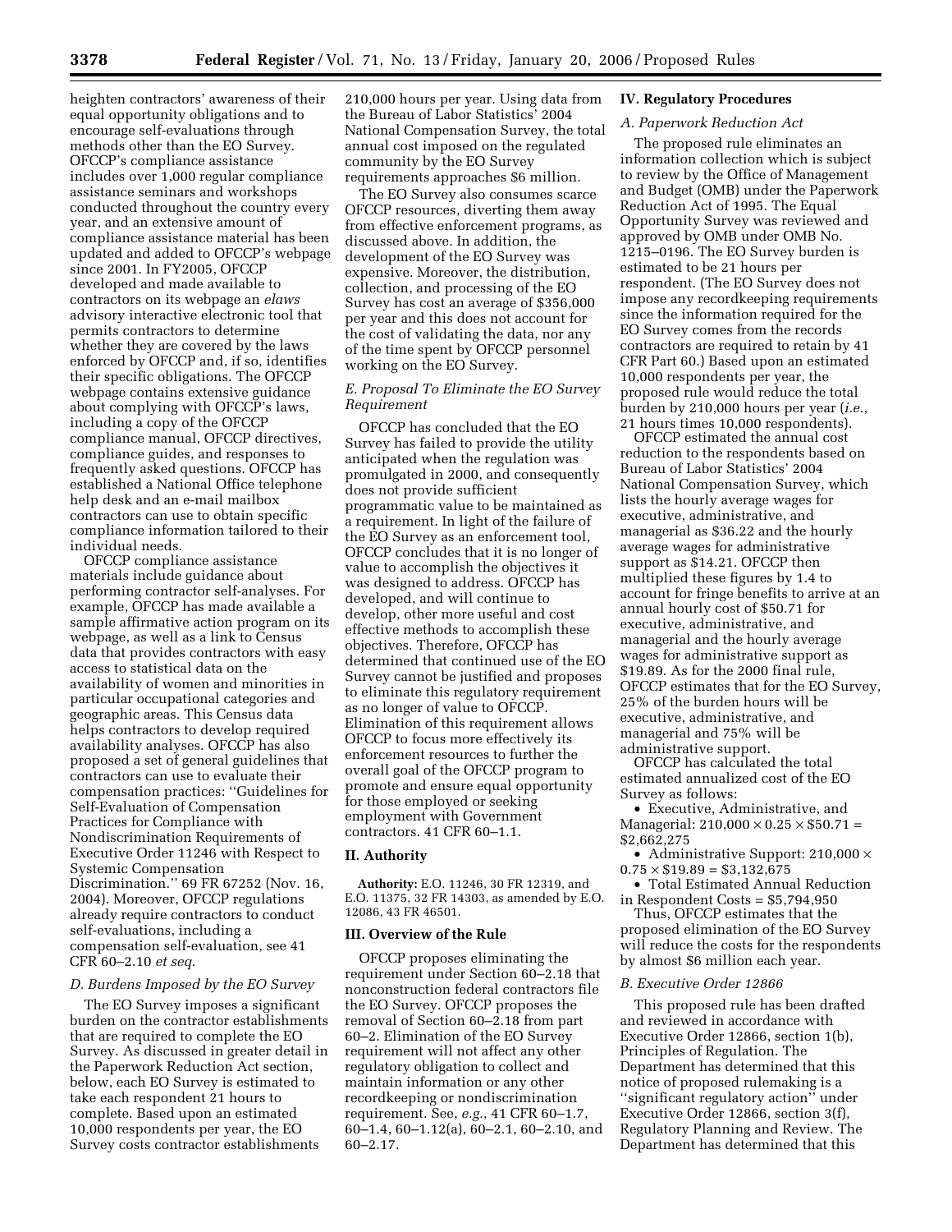heighten contractors' awareness of their equal opportunity obligations and to encourage self-evaluations through methods other than the EO Survey. OFCCP's compliance assistance includes over 1,000 regular compliance assistance seminars and workshops conducted throughout the country every year, and an extensive amount of compliance assistance material has been updated and added to OFCCP's webpage since 2001. In FY2005, OFCCP developed and made available to contractors on its webpage an *elaws* advisory interactive electronic tool that permits contractors to determine whether they are covered by the laws enforced by OFCCP and, if so, identifies their specific obligations. The OFCCP webpage contains extensive guidance about complying with OFCCP's laws, including a copy of the OFCCP compliance manual, OFCCP directives, compliance guides, and responses to frequently asked questions. OFCCP has established a National Office telephone help desk and an e-mail mailbox contractors can use to obtain specific compliance information tailored to their individual needs.

OFCCP compliance assistance materials include guidance about performing contractor self-analyses. For example, OFCCP has made available a sample affirmative action program on its webpage, as well as a link to Census data that provides contractors with easy access to statistical data on the availability of women and minorities in particular occupational categories and geographic areas. This Census data helps contractors to develop required availability analyses. OFCCP has also proposed a set of general guidelines that contractors can use to evaluate their compensation practices: ''Guidelines for Self-Evaluation of Compensation Practices for Compliance with Nondiscrimination Requirements of Executive Order 11246 with Respect to Systemic Compensation Discrimination.'' 69 FR 67252 (Nov. 16, 2004). Moreover, OFCCP regulations already require contractors to conduct self-evaluations, including a compensation self-evaluation, see 41 CFR 60–2.10 *et seq.*

### *D. Burdens Imposed by the EO Survey*

The EO Survey imposes a significant burden on the contractor establishments that are required to complete the EO Survey. As discussed in greater detail in the Paperwork Reduction Act section, below, each EO Survey is estimated to take each respondent 21 hours to complete. Based upon an estimated 10,000 respondents per year, the EO Survey costs contractor establishments 210,000 hours per year. Using data from the Bureau of Labor Statistics' 2004 National Compensation Survey, the total annual cost imposed on the regulated community by the EO Survey requirements approaches $6 million.

The EO Survey also consumes scarce OFCCP resources, diverting them away from effective enforcement programs, as discussed above. In addition, the development of the EO Survey was expensive. Moreover, the distribution, collection, and processing of the EO Survey has cost an average of $356,000 per year and this does not account for the cost of validating the data, nor any of the time spent by OFCCP personnel working on the EO Survey.

### *E. Proposal To Eliminate the EO Survey Requirement*

OFCCP has concluded that the EO Survey has failed to provide the utility anticipated when the regulation was promulgated in 2000, and consequently does not provide sufficient programmatic value to be maintained as a requirement. In light of the failure of the EO Survey as an enforcement tool, OFCCP concludes that it is no longer of value to accomplish the objectives it was designed to address. OFCCP has developed, and will continue to develop, other more useful and cost effective methods to accomplish these objectives. Therefore, OFCCP has determined that continued use of the EO Survey cannot be justified and proposes to eliminate this regulatory requirement as no longer of value to OFCCP. Elimination of this requirement allows OFCCP to focus more effectively its enforcement resources to further the overall goal of the OFCCP program to promote and ensure equal opportunity for those employed or seeking employment with Government contractors. 41 CFR 60–1.1.

## II. Authority

**Authority:** E.O. 11246, 30 FR 12319, and E.O. 11375, 32 FR 14303, as amended by E.O. 12086, 43 FR 46501.

## III. Overview of the Rule

OFCCP proposes eliminating the requirement under Section 60–2.18 that nonconstruction federal contractors file the EO Survey. OFCCP proposes the removal of Section 60–2.18 from part 60–2. Elimination of the EO Survey requirement will not affect any other regulatory obligation to collect and maintain information or any other recordkeeping or nondiscrimination requirement. See, *e.g.*, 41 CFR 60–1.7, 60–1.4, 60–1.12(a), 60–2.1, 60–2.10, and 60–2.17.

## IV. Regulatory Procedures

### *A. Paperwork Reduction Act*

The proposed rule eliminates an information collection which is subject to review by the Office of Management and Budget (OMB) under the Paperwork Reduction Act of 1995. The Equal Opportunity Survey was reviewed and approved by OMB under OMB No. 1215–0196. The EO Survey burden is estimated to be 21 hours per respondent. (The EO Survey does not impose any recordkeeping requirements since the information required for the EO Survey comes from the records contractors are required to retain by 41 CFR Part 60.) Based upon an estimated 10,000 respondents per year, the proposed rule would reduce the total burden by 210,000 hours per year (*i.e.*, 21 hours times 10,000 respondents).

OFCCP estimated the annual cost reduction to the respondents based on Bureau of Labor Statistics' 2004 National Compensation Survey, which lists the hourly average wages for executive, administrative, and managerial as $36.22 and the hourly average wages for administrative support as $14.21. OFCCP then multiplied these figures by 1.4 to account for fringe benefits to arrive at an annual hourly cost of $50.71 for executive, administrative, and managerial and the hourly average wages for administrative support as $19.89. As for the 2000 final rule, OFCCP estimates that for the EO Survey, 25% of the burden hours will be executive, administrative, and managerial and 75% will be administrative support.

OFCCP has calculated the total estimated annualized cost of the EO Survey as follows:

- Executive, Administrative, and Managerial: $210{,}000 \times 0.25 \times \$50.71 = \$2{,}662{,}275$
- Administrative Support: $210{,}000 \times 0.75 \times \$19.89 = \$3{,}132{,}675$
- Total Estimated Annual Reduction in Respondent Costs = $5,794,950

Thus, OFCCP estimates that the proposed elimination of the EO Survey will reduce the costs for the respondents by almost $6 million each year.

### *B. Executive Order 12866*

This proposed rule has been drafted and reviewed in accordance with Executive Order 12866, section 1(b), Principles of Regulation. The Department has determined that this notice of proposed rulemaking is a ''significant regulatory action'' under Executive Order 12866, section 3(f), Regulatory Planning and Review. The Department has determined that this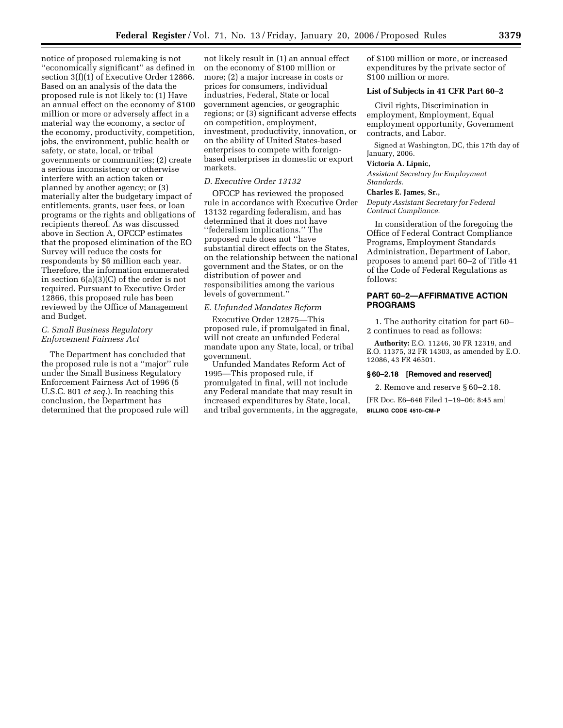notice of proposed rulemaking is not ''economically significant'' as defined in section 3(f)(1) of Executive Order 12866. Based on an analysis of the data the proposed rule is not likely to: (1) Have an annual effect on the economy of $100 million or more or adversely affect in a material way the economy, a sector of the economy, productivity, competition, jobs, the environment, public health or safety, or state, local, or tribal governments or communities; (2) create a serious inconsistency or otherwise interfere with an action taken or planned by another agency; or (3) materially alter the budgetary impact of entitlements, grants, user fees, or loan programs or the rights and obligations of recipients thereof. As was discussed above in Section A, OFCCP estimates that the proposed elimination of the EO Survey will reduce the costs for respondents by $6 million each year. Therefore, the information enumerated in section 6(a)(3)(C) of the order is not required. Pursuant to Executive Order 12866, this proposed rule has been reviewed by the Office of Management and Budget.

*C. Small Business Regulatory Enforcement Fairness Act*

The Department has concluded that the proposed rule is not a ''major'' rule under the Small Business Regulatory Enforcement Fairness Act of 1996 (5 U.S.C. 801 *et seq.*). In reaching this conclusion, the Department has determined that the proposed rule will not likely result in (1) an annual effect on the economy of $100 million or more; (2) a major increase in costs or prices for consumers, individual industries, Federal, State or local government agencies, or geographic regions; or (3) significant adverse effects on competition, employment, investment, productivity, innovation, or on the ability of United States-based enterprises to compete with foreign-based enterprises in domestic or export markets.

*D. Executive Order 13132*

OFCCP has reviewed the proposed rule in accordance with Executive Order 13132 regarding federalism, and has determined that it does not have ''federalism implications.'' The proposed rule does not ''have substantial direct effects on the States, on the relationship between the national government and the States, or on the distribution of power and responsibilities among the various levels of government.''

*E. Unfunded Mandates Reform*

Executive Order 12875—This proposed rule, if promulgated in final, will not create an unfunded Federal mandate upon any State, local, or tribal government.

Unfunded Mandates Reform Act of 1995—This proposed rule, if promulgated in final, will not include any Federal mandate that may result in increased expenditures by State, local, and tribal governments, in the aggregate, of $100 million or more, or increased expenditures by the private sector of $100 million or more.

**List of Subjects in 41 CFR Part 60–2**

Civil rights, Discrimination in employment, Employment, Equal employment opportunity, Government contracts, and Labor.

Signed at Washington, DC, this 17th day of January, 2006.

**Victoria A. Lipnic,**

*Assistant Secretary for Employment Standards.*

**Charles E. James, Sr.,**

*Deputy Assistant Secretary for Federal Contract Compliance.*

In consideration of the foregoing the Office of Federal Contract Compliance Programs, Employment Standards Administration, Department of Labor, proposes to amend part 60–2 of Title 41 of the Code of Federal Regulations as follows:

## PART 60–2—AFFIRMATIVE ACTION PROGRAMS

1. The authority citation for part 60–2 continues to read as follows:

**Authority:** E.O. 11246, 30 FR 12319, and E.O. 11375, 32 FR 14303, as amended by E.O. 12086, 43 FR 46501.

**§ 60–2.18 [Removed and reserved]**

2. Remove and reserve § 60–2.18.

[FR Doc. E6–646 Filed 1–19–06; 8:45 am]

**BILLING CODE 4510–CM–P**